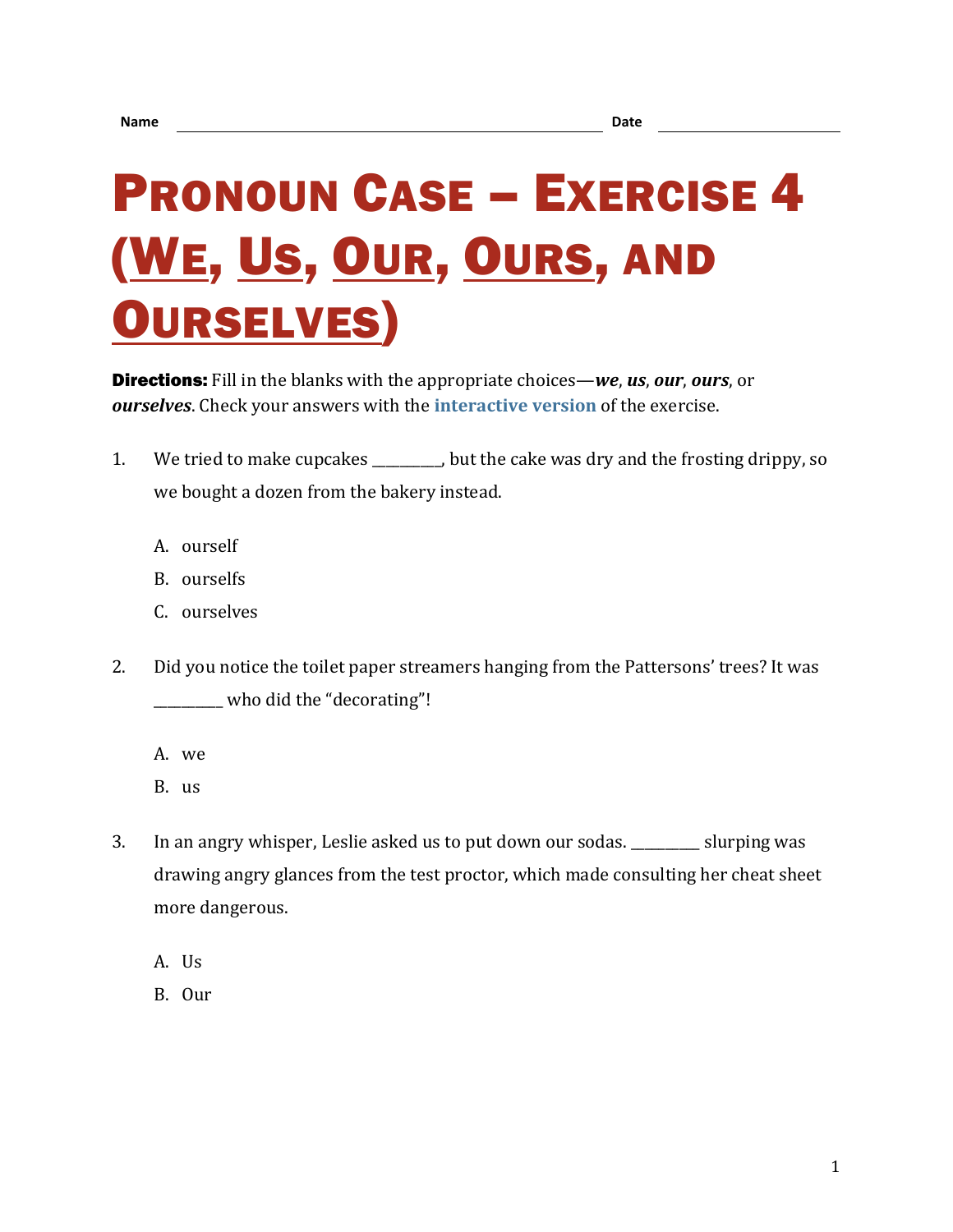Name ______________________________ Date ______________

# Pronoun Case – Exercise 4 (We, Us, Our, Ours, and Ourselves)

**Directions:** Fill in the blanks with the appropriate choices—***we***, ***us***, ***our***, ***ours***, or ***ourselves***. Check your answers with the **interactive version** of the exercise.

1. We tried to make cupcakes _________, but the cake was dry and the frosting drippy, so we bought a dozen from the bakery instead.

   A. ourself
   B. ourselfs
   C. ourselves

2. Did you notice the toilet paper streamers hanging from the Pattersons' trees? It was _________ who did the "decorating"!

   A. we
   B. us

3. In an angry whisper, Leslie asked us to put down our sodas. _________ slurping was drawing angry glances from the test proctor, which made consulting her cheat sheet more dangerous.

   A. Us
   B. Our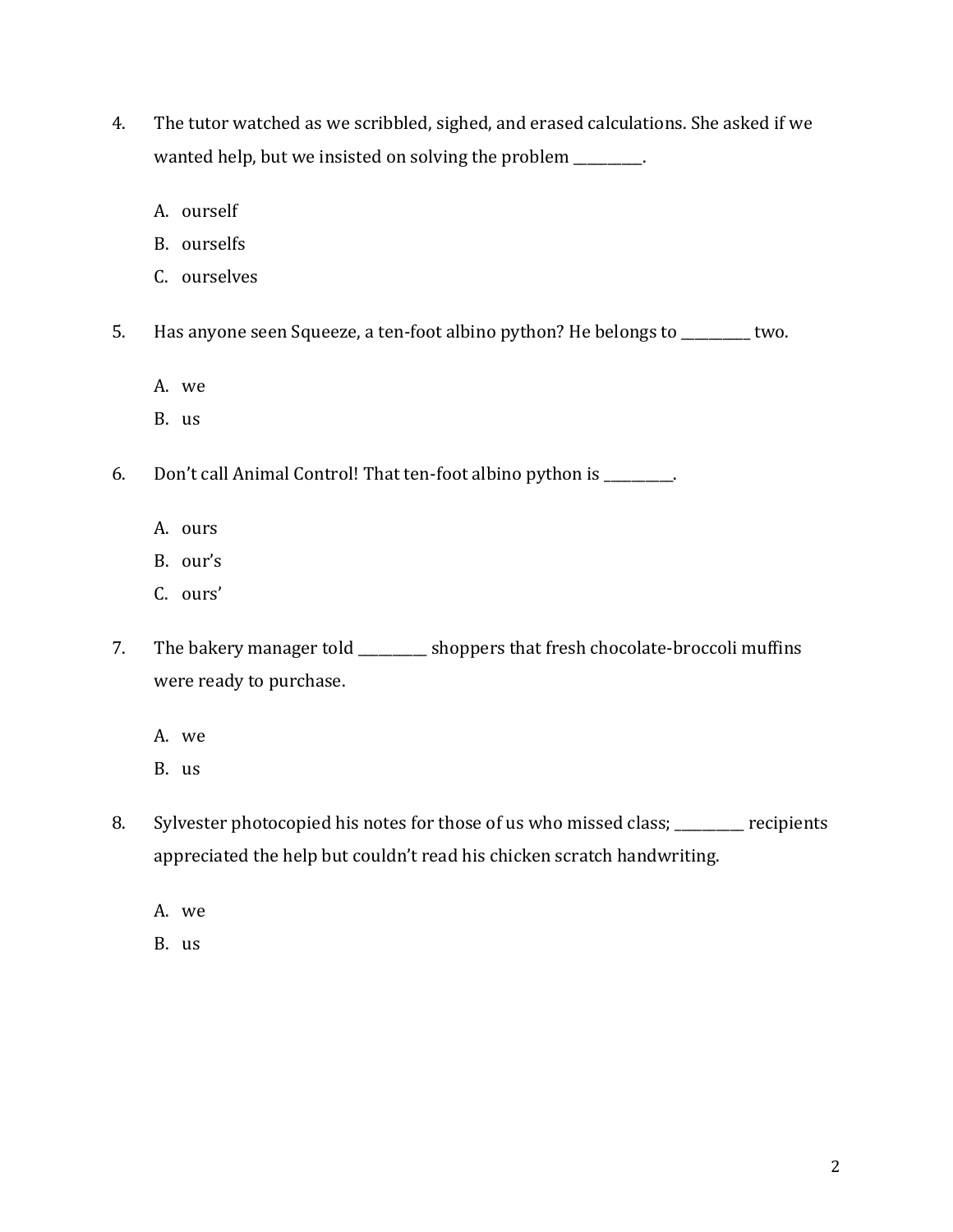4. The tutor watched as we scribbled, sighed, and erased calculations. She asked if we wanted help, but we insisted on solving the problem __________.

   A. ourself
   B. ourselfs
   C. ourselves

5. Has anyone seen Squeeze, a ten-foot albino python? He belongs to __________ two.

   A. we
   B. us

6. Don't call Animal Control! That ten-foot albino python is __________.

   A. ours
   B. our's
   C. ours'

7. The bakery manager told __________ shoppers that fresh chocolate-broccoli muffins were ready to purchase.

   A. we
   B. us

8. Sylvester photocopied his notes for those of us who missed class; __________ recipients appreciated the help but couldn't read his chicken scratch handwriting.

   A. we
   B. us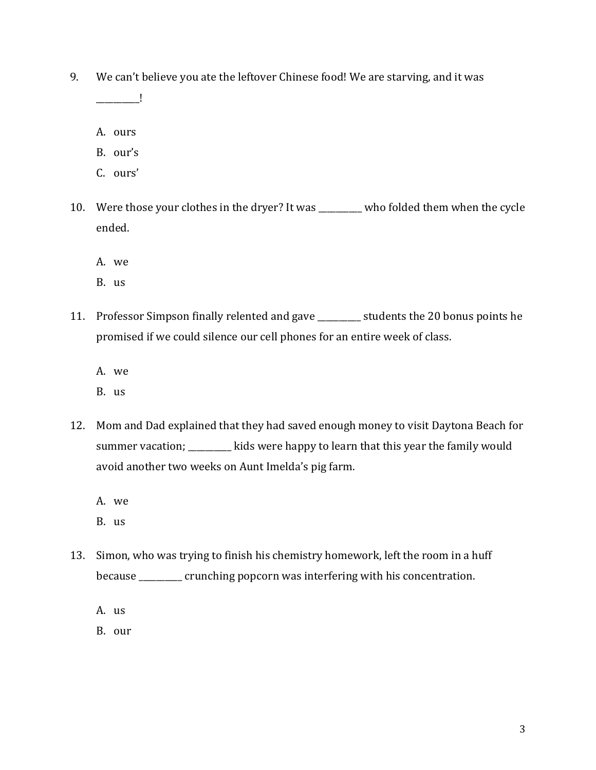9. We can't believe you ate the leftover Chinese food! We are starving, and it was __________!

   A. ours
   B. our's
   C. ours'

10. Were those your clothes in the dryer? It was __________ who folded them when the cycle ended.

    A. we
    B. us

11. Professor Simpson finally relented and gave __________ students the 20 bonus points he promised if we could silence our cell phones for an entire week of class.

    A. we
    B. us

12. Mom and Dad explained that they had saved enough money to visit Daytona Beach for summer vacation; __________ kids were happy to learn that this year the family would avoid another two weeks on Aunt Imelda's pig farm.

    A. we
    B. us

13. Simon, who was trying to finish his chemistry homework, left the room in a huff because __________ crunching popcorn was interfering with his concentration.

    A. us
    B. our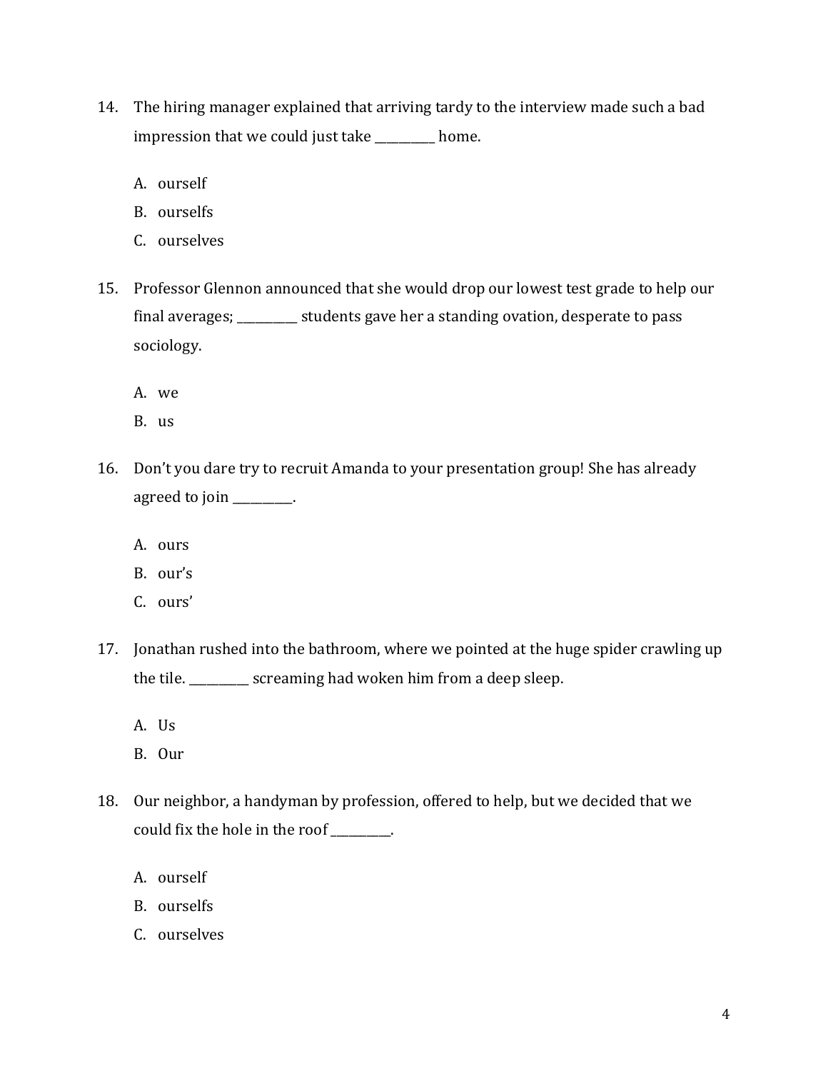14. The hiring manager explained that arriving tardy to the interview made such a bad impression that we could just take __________ home.

    A. ourself
    B. ourselfs
    C. ourselves

15. Professor Glennon announced that she would drop our lowest test grade to help our final averages; __________ students gave her a standing ovation, desperate to pass sociology.

    A. we
    B. us

16. Don't you dare try to recruit Amanda to your presentation group! She has already agreed to join __________.

    A. ours
    B. our's
    C. ours'

17. Jonathan rushed into the bathroom, where we pointed at the huge spider crawling up the tile. __________ screaming had woken him from a deep sleep.

    A. Us
    B. Our

18. Our neighbor, a handyman by profession, offered to help, but we decided that we could fix the hole in the roof __________.

    A. ourself
    B. ourselfs
    C. ourselves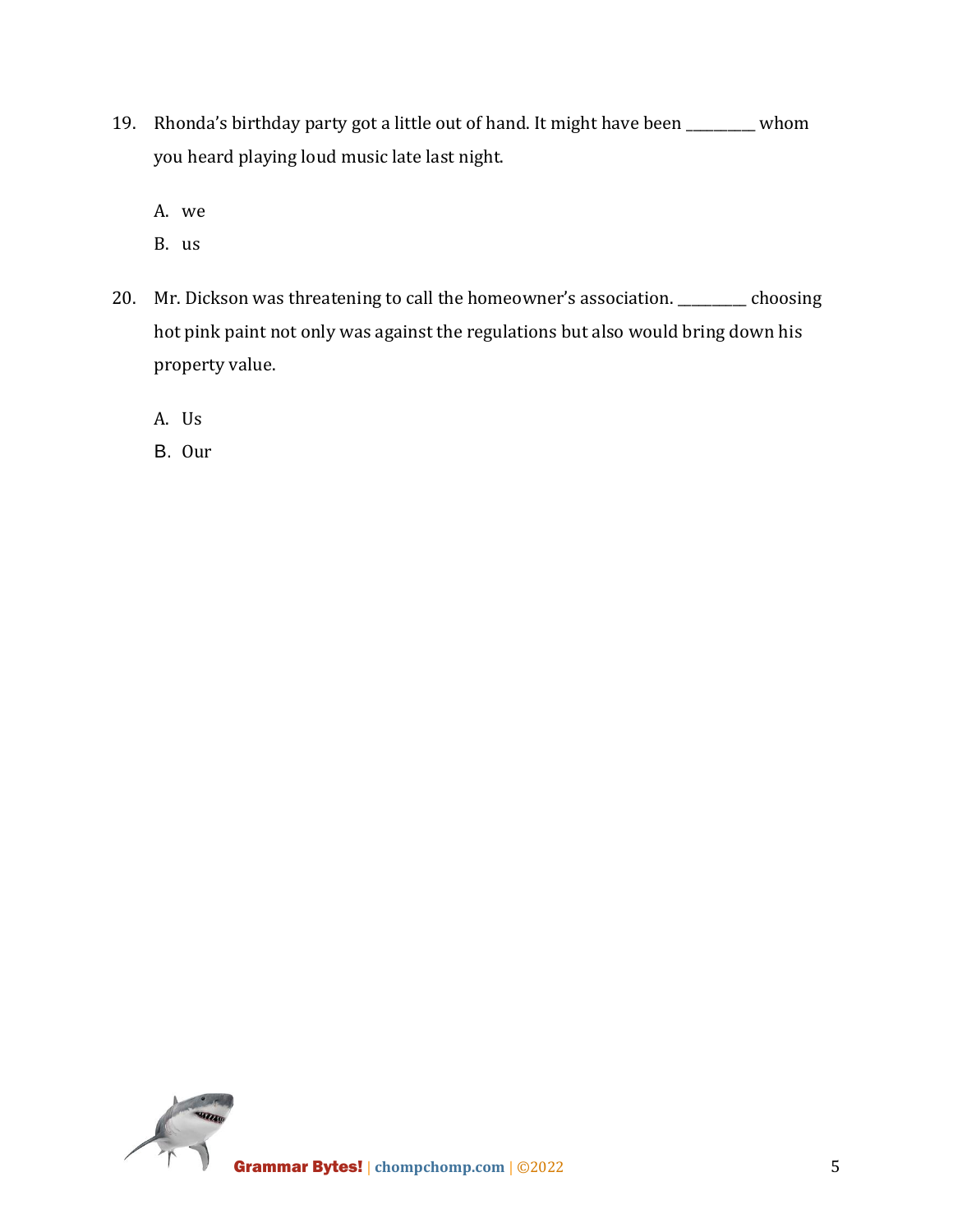19. Rhonda's birthday party got a little out of hand. It might have been __________ whom you heard playing loud music late last night.

    A. we
    B. us

20. Mr. Dickson was threatening to call the homeowner's association. __________ choosing hot pink paint not only was against the regulations but also would bring down his property value.

    A. Us
    B. Our